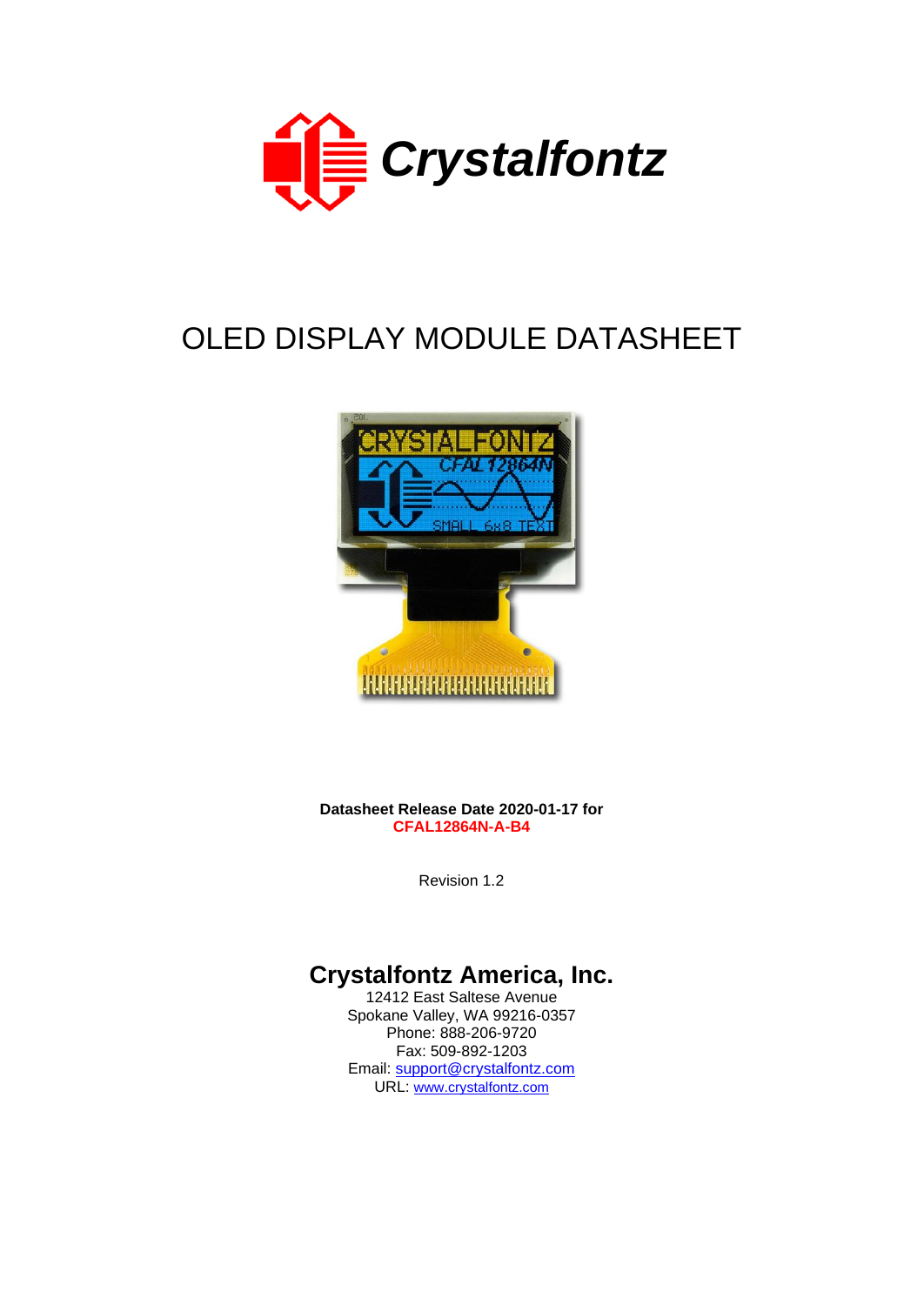Crystalfontz

# OLED DISPLAY MODULE DATASHEET

**Datasheet Release Date 2020-01-17 for**
**CFAL12864N-A-B4**

Revision 1.2

## Crystalfontz America, Inc.

12412 East Saltese Avenue
Spokane Valley, WA 99216-0357
Phone: 888-206-9720
Fax: 509-892-1203
Email: support@crystalfontz.com
URL: www.crystalfontz.com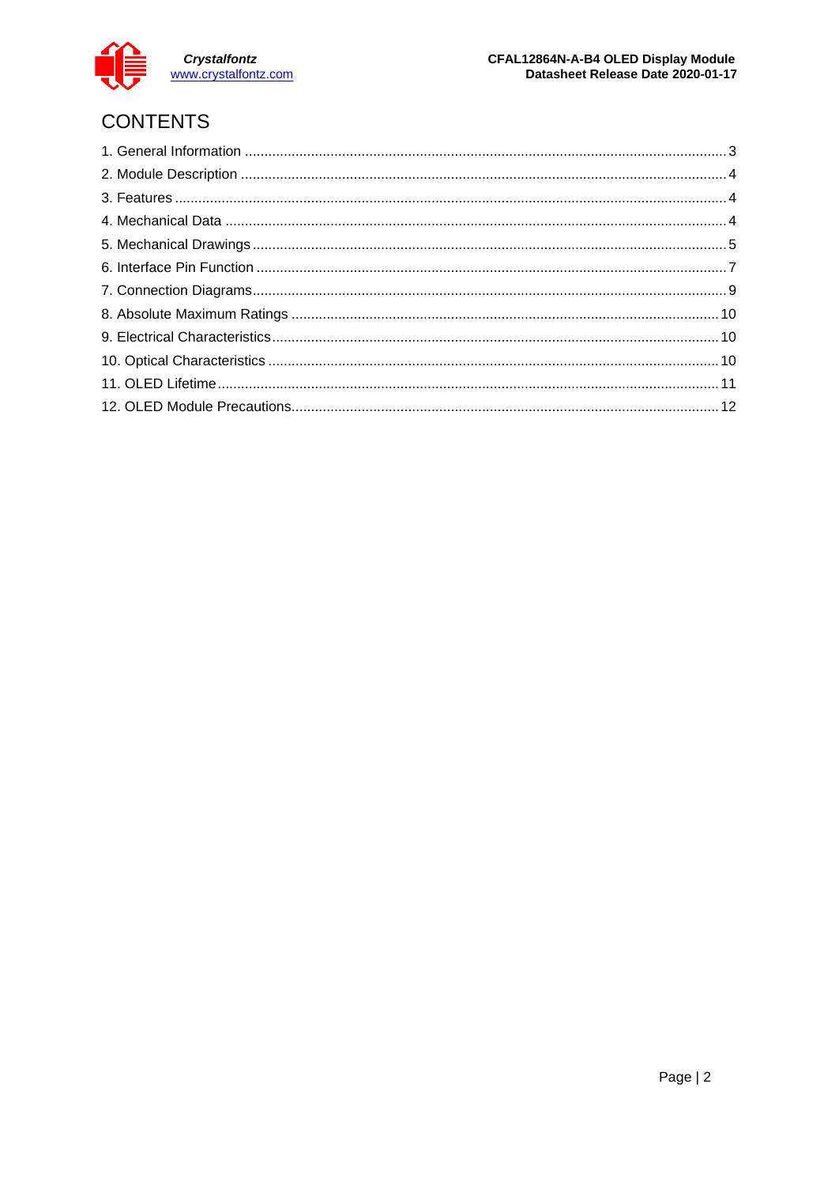# CONTENTS

1. General Information .......... 3
2. Module Description .......... 4
3. Features .......... 4
4. Mechanical Data .......... 4
5. Mechanical Drawings .......... 5
6. Interface Pin Function .......... 7
7. Connection Diagrams .......... 9
8. Absolute Maximum Ratings .......... 10
9. Electrical Characteristics .......... 10
10. Optical Characteristics .......... 10
11. OLED Lifetime .......... 11
12. OLED Module Precautions .......... 12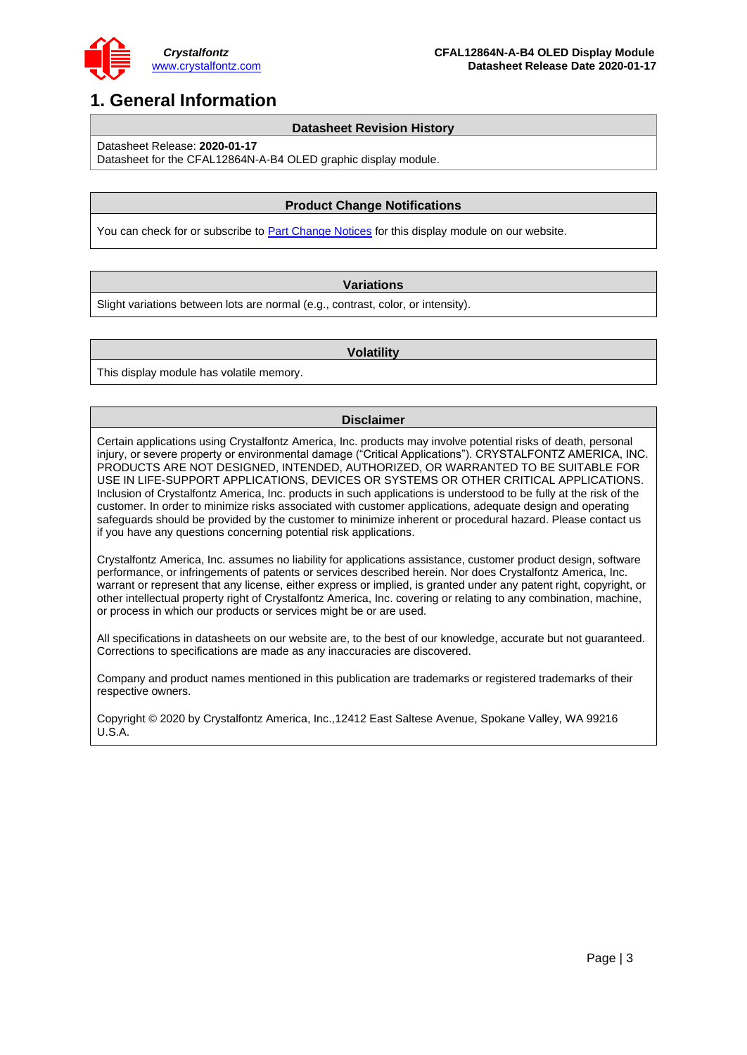# 1. General Information

| Datasheet Revision History |
|---|
| Datasheet Release: **2020-01-17**<br>Datasheet for the CFAL12864N-A-B4 OLED graphic display module. |

| Product Change Notifications |
|---|
| You can check for or subscribe to Part Change Notices for this display module on our website. |

| Variations |
|---|
| Slight variations between lots are normal (e.g., contrast, color, or intensity). |

| Volatility |
|---|
| This display module has volatile memory. |

**Disclaimer**

Certain applications using Crystalfontz America, Inc. products may involve potential risks of death, personal injury, or severe property or environmental damage ("Critical Applications"). CRYSTALFONTZ AMERICA, INC. PRODUCTS ARE NOT DESIGNED, INTENDED, AUTHORIZED, OR WARRANTED TO BE SUITABLE FOR USE IN LIFE-SUPPORT APPLICATIONS, DEVICES OR SYSTEMS OR OTHER CRITICAL APPLICATIONS. Inclusion of Crystalfontz America, Inc. products in such applications is understood to be fully at the risk of the customer. In order to minimize risks associated with customer applications, adequate design and operating safeguards should be provided by the customer to minimize inherent or procedural hazard. Please contact us if you have any questions concerning potential risk applications.

Crystalfontz America, Inc. assumes no liability for applications assistance, customer product design, software performance, or infringements of patents or services described herein. Nor does Crystalfontz America, Inc. warrant or represent that any license, either express or implied, is granted under any patent right, copyright, or other intellectual property right of Crystalfontz America, Inc. covering or relating to any combination, machine, or process in which our products or services might be or are used.

All specifications in datasheets on our website are, to the best of our knowledge, accurate but not guaranteed. Corrections to specifications are made as any inaccuracies are discovered.

Company and product names mentioned in this publication are trademarks or registered trademarks of their respective owners.

Copyright © 2020 by Crystalfontz America, Inc.,12412 East Saltese Avenue, Spokane Valley, WA 99216 U.S.A.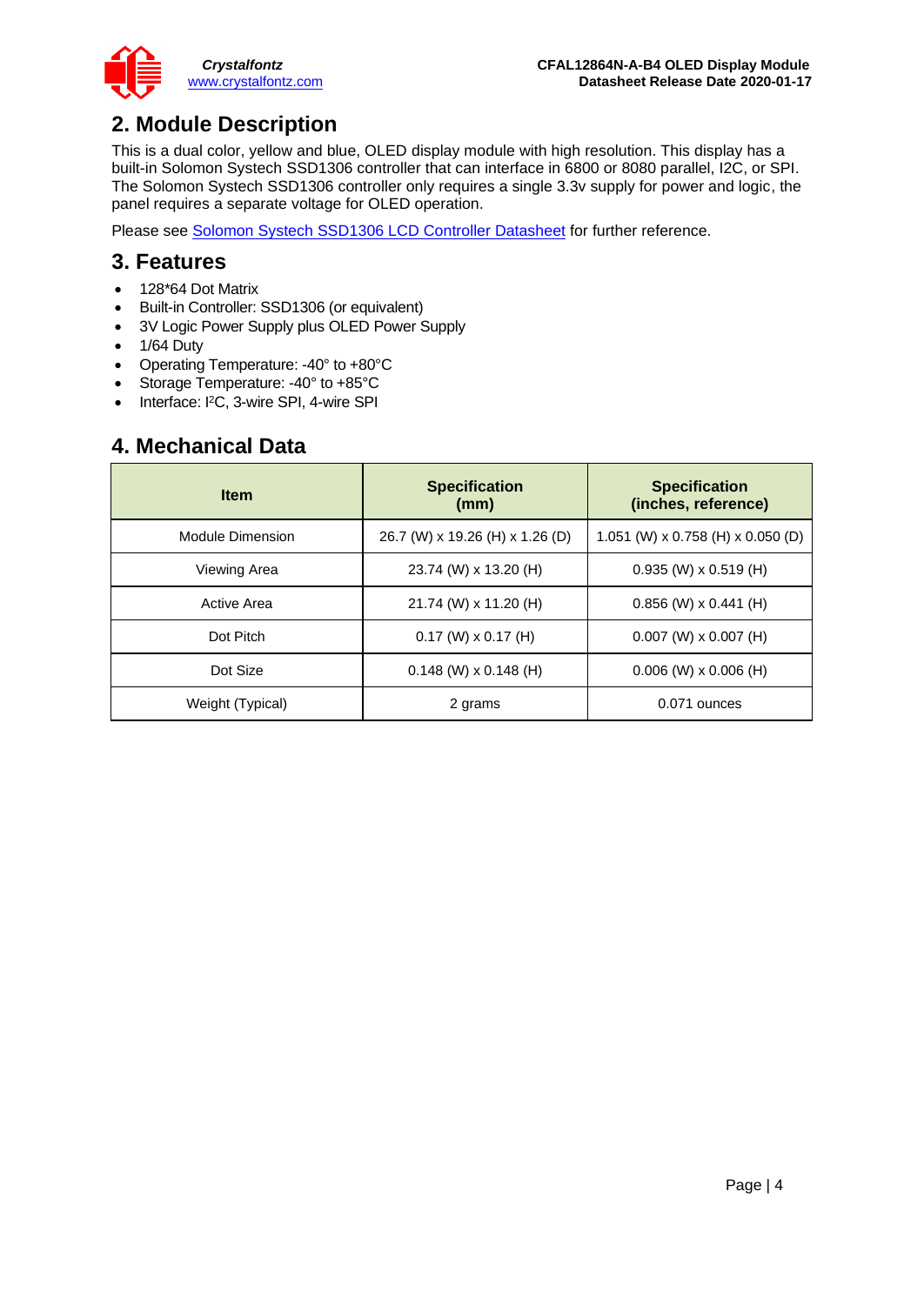## 2. Module Description

This is a dual color, yellow and blue, OLED display module with high resolution. This display has a built-in Solomon Systech SSD1306 controller that can interface in 6800 or 8080 parallel, I2C, or SPI. The Solomon Systech SSD1306 controller only requires a single 3.3v supply for power and logic, the panel requires a separate voltage for OLED operation.

Please see [Solomon Systech SSD1306 LCD Controller Datasheet] for further reference.

## 3. Features

- 128*64 Dot Matrix
- Built-in Controller: SSD1306 (or equivalent)
- 3V Logic Power Supply plus OLED Power Supply
- 1/64 Duty
- Operating Temperature: -40° to +80°C
- Storage Temperature: -40° to +85°C
- Interface: $I^2C$, 3-wire SPI, 4-wire SPI

## 4. Mechanical Data

| Item | Specification (mm) | Specification (inches, reference) |
|---|---|---|
| Module Dimension | 26.7 (W) x 19.26 (H) x 1.26 (D) | 1.051 (W) x 0.758 (H) x 0.050 (D) |
| Viewing Area | 23.74 (W) x 13.20 (H) | 0.935 (W) x 0.519 (H) |
| Active Area | 21.74 (W) x 11.20 (H) | 0.856 (W) x 0.441 (H) |
| Dot Pitch | 0.17 (W) x 0.17 (H) | 0.007 (W) x 0.007 (H) |
| Dot Size | 0.148 (W) x 0.148 (H) | 0.006 (W) x 0.006 (H) |
| Weight (Typical) | 2 grams | 0.071 ounces |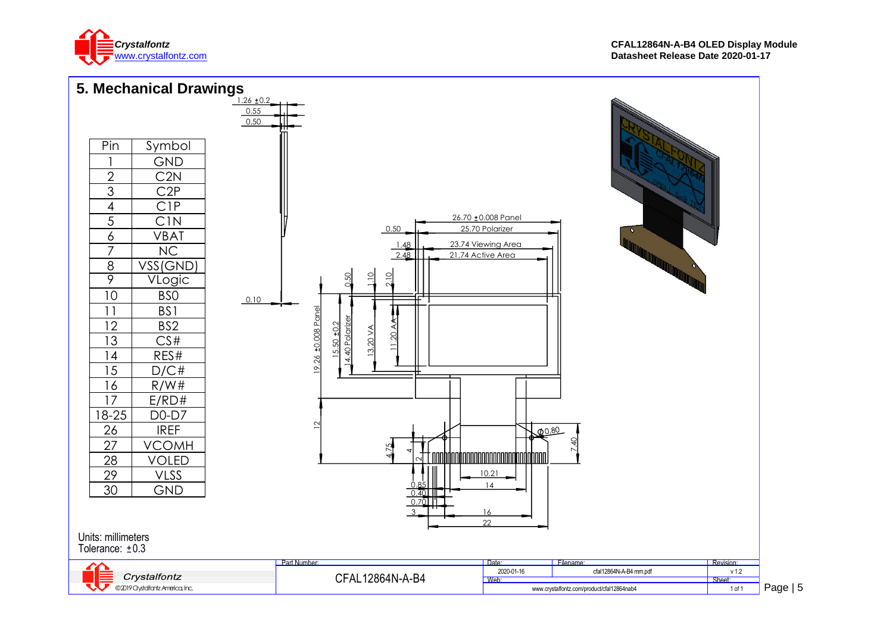## 5. Mechanical Drawings

| Pin | Symbol |
|---|---|
| 1 | GND |
| 2 | C2N |
| 3 | C2P |
| 4 | C1P |
| 5 | C1N |
| 6 | VBAT |
| 7 | NC |
| 8 | VSS(GND) |
| 9 | VLogic |
| 10 | BS0 |
| 11 | BS1 |
| 12 | BS2 |
| 13 | CS# |
| 14 | RES# |
| 15 | D/C# |
| 16 | R/W# |
| 17 | E/RD# |
| 18-25 | D0-D7 |
| 26 | IREF |
| 27 | VCOMH |
| 28 | VOLED |
| 29 | VLSS |
| 30 | GND |

1.26 ±0.2
0.55
0.50
0.10

26.70 ±0.008 Panel
25.70 Polarizer
23.74 Viewing Area
21.74 Active Area
0.50
1.48
2.48
0.50
1.10
2.10
19.26 ±0.008 Panel
15.50 ±0.2
14.40 Polarizer
13.20 VA
11.20 AA
12
4.75
4
2
Ø0.80
7.40
10.21
14
16
22
0.85
0.40
0.70
3

Units: millimeters
Tolerance: ±0.3

| Part Number: | Date: | Filename: | Revision: |
|---|---|---|---|
| CFAL12864N-A-B4 | 2020-01-16 | cfal12864N-A-B4 mm.pdf | v 1.2 |
| | Web: www.crystalfontz.com/product/cfal12864nab4 | | Sheet: 1 of 1 |

Crystalfontz
©2019 Crystalfontz America, Inc.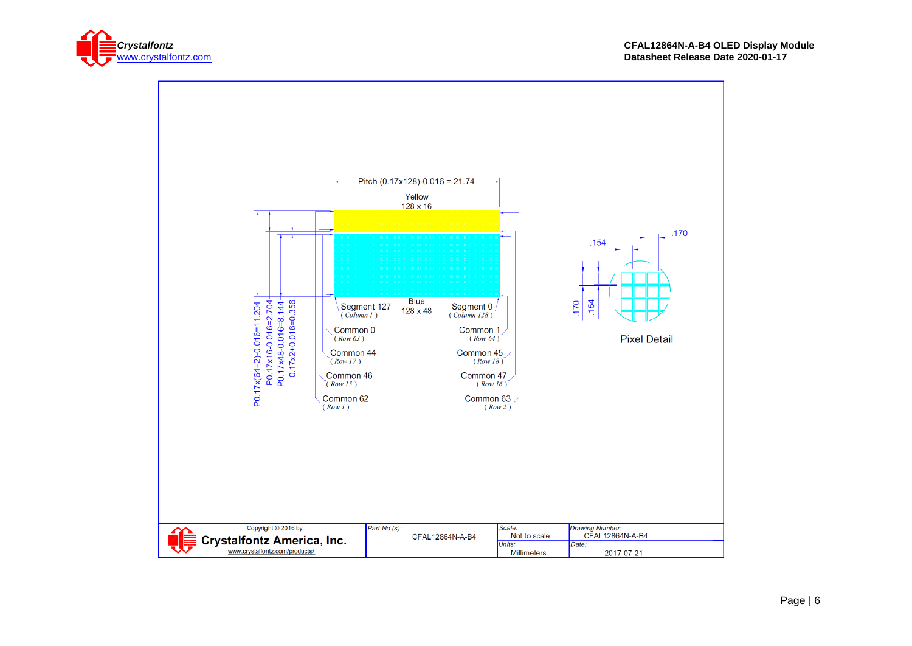Pitch (0.17x128)-0.016 = 21.74

Yellow
128 x 16

Blue
128 x 48

P0.17x(64+2)-0.016=11.204

P0.17x16-0.016=2.704

P0.17x48-0.016=8.144

0.17x2+0.016=0.356

Segment 127 ( Column 1 )

Segment 0 ( Column 128 )

Common 0 ( Row 63 )

Common 1 ( Row 64 )

Common 44 ( Row 17 )

Common 45 ( Row 18 )

Common 46 ( Row 15 )

Common 47 ( Row 16 )

Common 62 ( Row 1 )

Common 63 ( Row 2 )

.154 .170

.170 .154

Pixel Detail

| Copyright © 2016 by Crystalfontz America, Inc. www.crystalfontz.com/products/ | Part No.(s): CFAL12864N-A-B4 | Scale: Not to scale | Drawing Number: CFAL12864N-A-B4 |
|---|---|---|---|
| | | Units: Millimeters | Date: 2017-07-21 |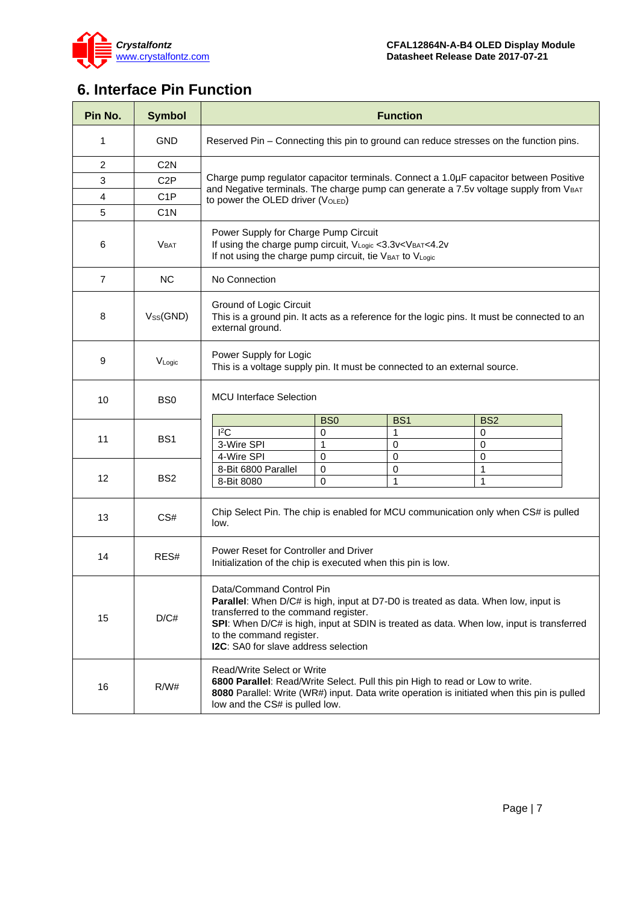## 6. Interface Pin Function

| Pin No. | Symbol | Function |
|---|---|---|
| 1 | GND | Reserved Pin – Connecting this pin to ground can reduce stresses on the function pins. |
| 2 | C2N | Charge pump regulator capacitor terminals. Connect a 1.0µF capacitor between Positive and Negative terminals. The charge pump can generate a 7.5v voltage supply from $V_{BAT}$ to power the OLED driver ($V_{OLED}$) |
| 3 | C2P | |
| 4 | C1P | |
| 5 | C1N | |
| 6 | $V_{BAT}$ | Power Supply for Charge Pump Circuit<br>If using the charge pump circuit, $V_{Logic}$ <3.3v< $V_{BAT}$ <4.2v<br>If not using the charge pump circuit, tie $V_{BAT}$ to $V_{Logic}$ |
| 7 | NC | No Connection |
| 8 | $V_{SS}$(GND) | Ground of Logic Circuit<br>This is a ground pin. It acts as a reference for the logic pins. It must be connected to an external ground. |
| 9 | $V_{Logic}$ | Power Supply for Logic<br>This is a voltage supply pin. It must be connected to an external source. |
| 10 | BS0 | MCU Interface Selection (see table below) |
| 11 | BS1 | |
| 12 | BS2 | |
| 13 | CS# | Chip Select Pin. The chip is enabled for MCU communication only when CS# is pulled low. |
| 14 | RES# | Power Reset for Controller and Driver<br>Initialization of the chip is executed when this pin is low. |
| 15 | D/C# | Data/Command Control Pin<br>**Parallel**: When D/C# is high, input at D7-D0 is treated as data. When low, input is transferred to the command register.<br>**SPI**: When D/C# is high, input at SDIN is treated as data. When low, input is transferred to the command register.<br>**I2C**: SA0 for slave address selection |
| 16 | R/W# | Read/Write Select or Write<br>**6800 Parallel**: Read/Write Select. Pull this pin High to read or Low to write.<br>**8080** Parallel: Write (WR#) input. Data write operation is initiated when this pin is pulled low and the CS# is pulled low. |

MCU Interface Selection

| | BS0 | BS1 | BS2 |
|---|---|---|---|
| $I^2C$ | 0 | 1 | 0 |
| 3-Wire SPI | 1 | 0 | 0 |
| 4-Wire SPI | 0 | 0 | 0 |
| 8-Bit 6800 Parallel | 0 | 0 | 1 |
| 8-Bit 8080 | 0 | 1 | 1 |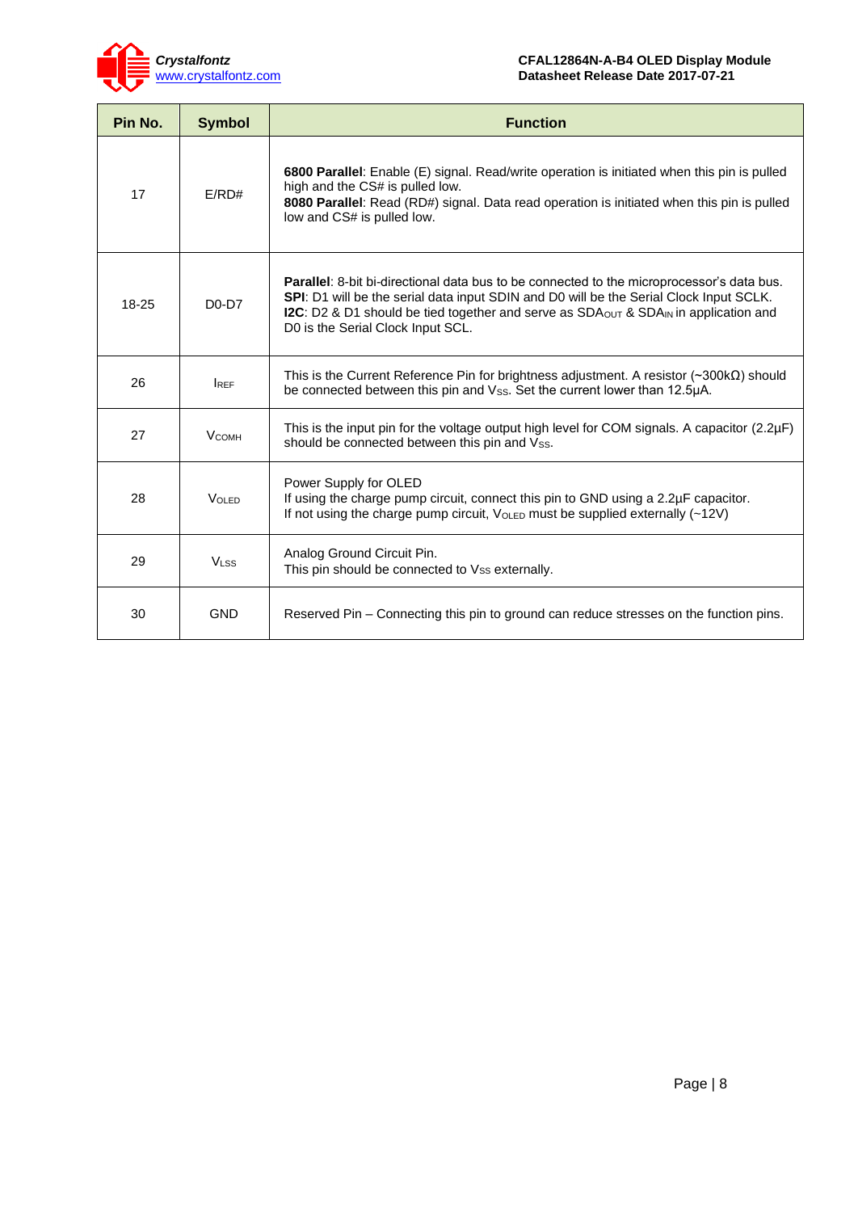| Pin No. | Symbol | Function |
|---|---|---|
| 17 | E/RD# | **6800 Parallel**: Enable (E) signal. Read/write operation is initiated when this pin is pulled high and the CS# is pulled low.<br>**8080 Parallel**: Read (RD#) signal. Data read operation is initiated when this pin is pulled low and CS# is pulled low. |
| 18-25 | D0-D7 | **Parallel**: 8-bit bi-directional data bus to be connected to the microprocessor's data bus.<br>**SPI**: D1 will be the serial data input SDIN and D0 will be the Serial Clock Input SCLK.<br>**I2C**: D2 & D1 should be tied together and serve as $SDA_{OUT}$ & $SDA_{IN}$ in application and D0 is the Serial Clock Input SCL. |
| 26 | $I_{REF}$ | This is the Current Reference Pin for brightness adjustment. A resistor (~300kΩ) should be connected between this pin and $V_{SS}$. Set the current lower than 12.5µA. |
| 27 | $V_{COMH}$ | This is the input pin for the voltage output high level for COM signals. A capacitor (2.2µF) should be connected between this pin and $V_{SS}$. |
| 28 | $V_{OLED}$ | Power Supply for OLED<br>If using the charge pump circuit, connect this pin to GND using a 2.2µF capacitor.<br>If not using the charge pump circuit, $V_{OLED}$ must be supplied externally (~12V) |
| 29 | $V_{LSS}$ | Analog Ground Circuit Pin.<br>This pin should be connected to $V_{SS}$ externally. |
| 30 | GND | Reserved Pin – Connecting this pin to ground can reduce stresses on the function pins. |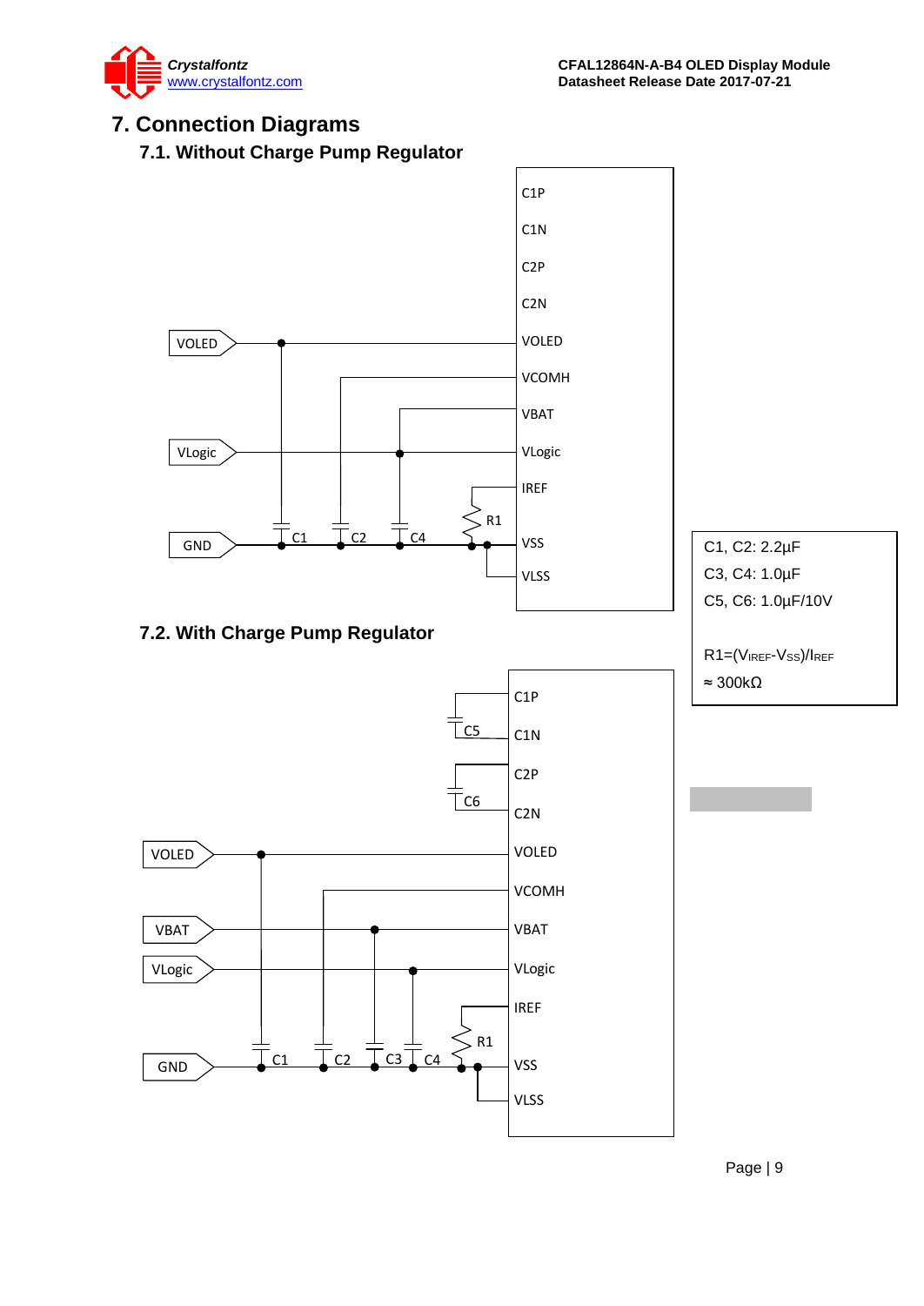# 7. Connection Diagrams

## 7.1. Without Charge Pump Regulator

C1P
C1N
C2P
C2N
VOLED
VCOMH
VBAT
VLogic
IREF
VSS
VLSS

VOLED
VLogic
GND
C1 C2 C4 R1

C1, C2: 2.2µF
C3, C4: 1.0µF
C5, C6: 1.0µF/10V

$R1=(V_{IREF}-V_{SS})/I_{REF}$
≈ 300kΩ

## 7.2. With Charge Pump Regulator

C1P
C1N
C2P
C2N
VOLED
VCOMH
VBAT
VLogic
IREF
VSS
VLSS

C5
C6
VOLED
VBAT
VLogic
GND
C1 C2 C3 C4 R1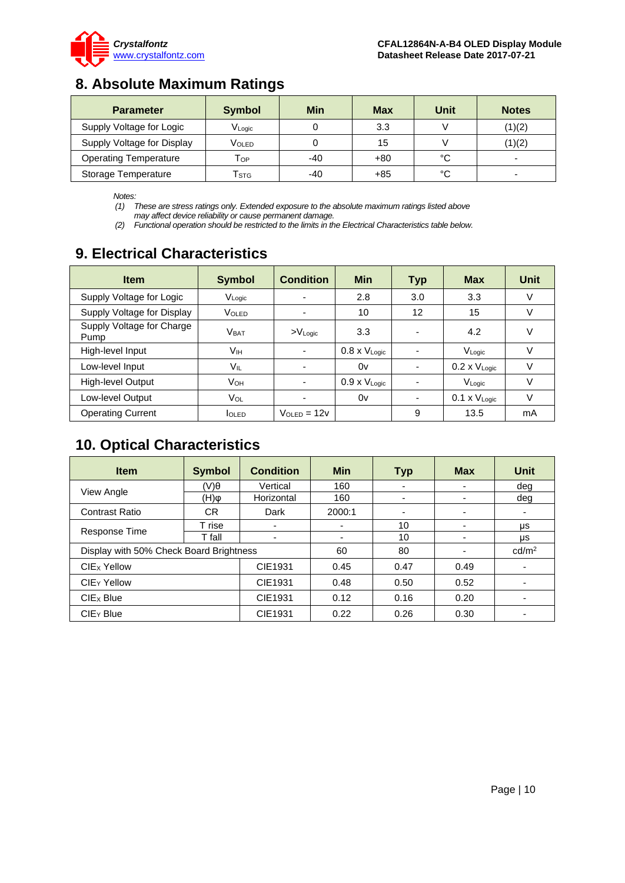## 8. Absolute Maximum Ratings

| Parameter | Symbol | Min | Max | Unit | Notes |
|---|---|---|---|---|---|
| Supply Voltage for Logic | $V_{Logic}$ | 0 | 3.3 | V | (1)(2) |
| Supply Voltage for Display | $V_{OLED}$ | 0 | 15 | V | (1)(2) |
| Operating Temperature | $T_{OP}$ | -40 | +80 | °C | - |
| Storage Temperature | $T_{STG}$ | -40 | +85 | °C | - |

*Notes:*

*(1) These are stress ratings only. Extended exposure to the absolute maximum ratings listed above may affect device reliability or cause permanent damage.*

*(2) Functional operation should be restricted to the limits in the Electrical Characteristics table below.*

## 9. Electrical Characteristics

| Item | Symbol | Condition | Min | Typ | Max | Unit |
|---|---|---|---|---|---|---|
| Supply Voltage for Logic | $V_{Logic}$ | - | 2.8 | 3.0 | 3.3 | V |
| Supply Voltage for Display | $V_{OLED}$ | - | 10 | 12 | 15 | V |
| Supply Voltage for Charge Pump | $V_{BAT}$ | $>V_{Logic}$ | 3.3 | - | 4.2 | V |
| High-level Input | $V_{IH}$ | - | 0.8 x $V_{Logic}$ | - | $V_{Logic}$ | V |
| Low-level Input | $V_{IL}$ | - | 0v | - | 0.2 x $V_{Logic}$ | V |
| High-level Output | $V_{OH}$ | - | 0.9 x $V_{Logic}$ | - | $V_{Logic}$ | V |
| Low-level Output | $V_{OL}$ | - | 0v | - | 0.1 x $V_{Logic}$ | V |
| Operating Current | $I_{OLED}$ | $V_{OLED}$ = 12v | | 9 | 13.5 | mA |

## 10. Optical Characteristics

| Item | Symbol | Condition | Min | Typ | Max | Unit |
|---|---|---|---|---|---|---|
| View Angle | (V)θ | Vertical | 160 | - | - | deg |
| | (H)φ | Horizontal | 160 | - | - | deg |
| Contrast Ratio | CR | Dark | 2000:1 | - | - | - |
| Response Time | T rise | - | - | 10 | - | µs |
| | T fall | - | - | 10 | - | µs |
| Display with 50% Check Board Brightness | | | 60 | 80 | - | cd/m$^2$ |
| $CIE_X$ Yellow | | CIE1931 | 0.45 | 0.47 | 0.49 | - |
| $CIE_Y$ Yellow | | CIE1931 | 0.48 | 0.50 | 0.52 | - |
| $CIE_X$ Blue | | CIE1931 | 0.12 | 0.16 | 0.20 | - |
| $CIE_Y$ Blue | | CIE1931 | 0.22 | 0.26 | 0.30 | - |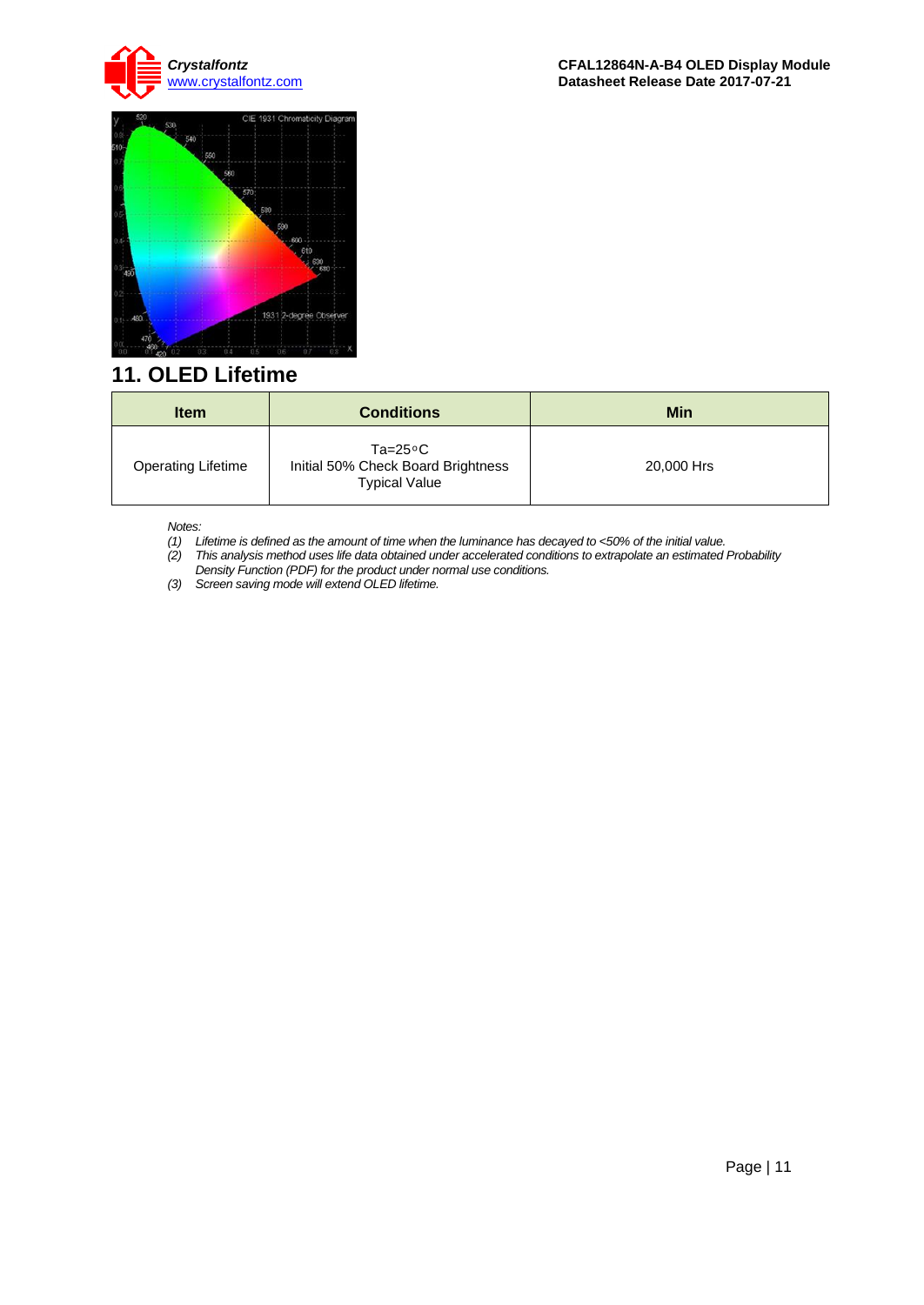## 11. OLED Lifetime

| Item | Conditions | Min |
|---|---|---|
| Operating Lifetime | Ta=25°C<br>Initial 50% Check Board Brightness<br>Typical Value | 20,000 Hrs |

*Notes:*

*(1) Lifetime is defined as the amount of time when the luminance has decayed to <50% of the initial value.*

*(2) This analysis method uses life data obtained under accelerated conditions to extrapolate an estimated Probability Density Function (PDF) for the product under normal use conditions.*

*(3) Screen saving mode will extend OLED lifetime.*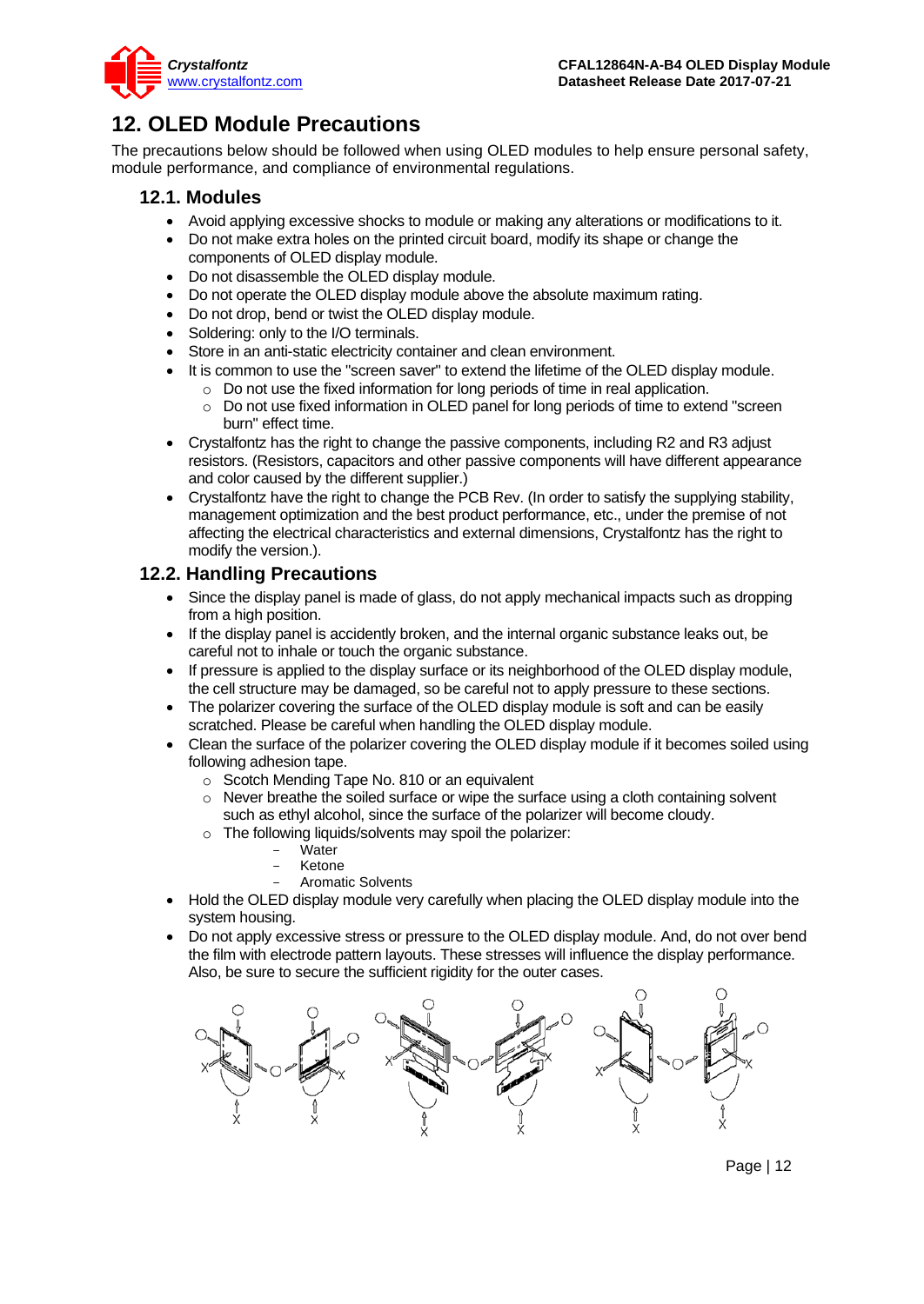# 12. OLED Module Precautions

The precautions below should be followed when using OLED modules to help ensure personal safety, module performance, and compliance of environmental regulations.

## 12.1. Modules

- Avoid applying excessive shocks to module or making any alterations or modifications to it.
- Do not make extra holes on the printed circuit board, modify its shape or change the components of OLED display module.
- Do not disassemble the OLED display module.
- Do not operate the OLED display module above the absolute maximum rating.
- Do not drop, bend or twist the OLED display module.
- Soldering: only to the I/O terminals.
- Store in an anti-static electricity container and clean environment.
- It is common to use the "screen saver" to extend the lifetime of the OLED display module.
  - Do not use the fixed information for long periods of time in real application.
  - Do not use fixed information in OLED panel for long periods of time to extend "screen burn" effect time.
- Crystalfontz has the right to change the passive components, including R2 and R3 adjust resistors. (Resistors, capacitors and other passive components will have different appearance and color caused by the different supplier.)
- Crystalfontz have the right to change the PCB Rev. (In order to satisfy the supplying stability, management optimization and the best product performance, etc., under the premise of not affecting the electrical characteristics and external dimensions, Crystalfontz has the right to modify the version.).

## 12.2. Handling Precautions

- Since the display panel is made of glass, do not apply mechanical impacts such as dropping from a high position.
- If the display panel is accidently broken, and the internal organic substance leaks out, be careful not to inhale or touch the organic substance.
- If pressure is applied to the display surface or its neighborhood of the OLED display module, the cell structure may be damaged, so be careful not to apply pressure to these sections.
- The polarizer covering the surface of the OLED display module is soft and can be easily scratched. Please be careful when handling the OLED display module.
- Clean the surface of the polarizer covering the OLED display module if it becomes soiled using following adhesion tape.
  - Scotch Mending Tape No. 810 or an equivalent
  - Never breathe the soiled surface or wipe the surface using a cloth containing solvent such as ethyl alcohol, since the surface of the polarizer will become cloudy.
  - The following liquids/solvents may spoil the polarizer:
    - Water
    - Ketone
    - Aromatic Solvents
- Hold the OLED display module very carefully when placing the OLED display module into the system housing.
- Do not apply excessive stress or pressure to the OLED display module. And, do not over bend the film with electrode pattern layouts. These stresses will influence the display performance. Also, be sure to secure the sufficient rigidity for the outer cases.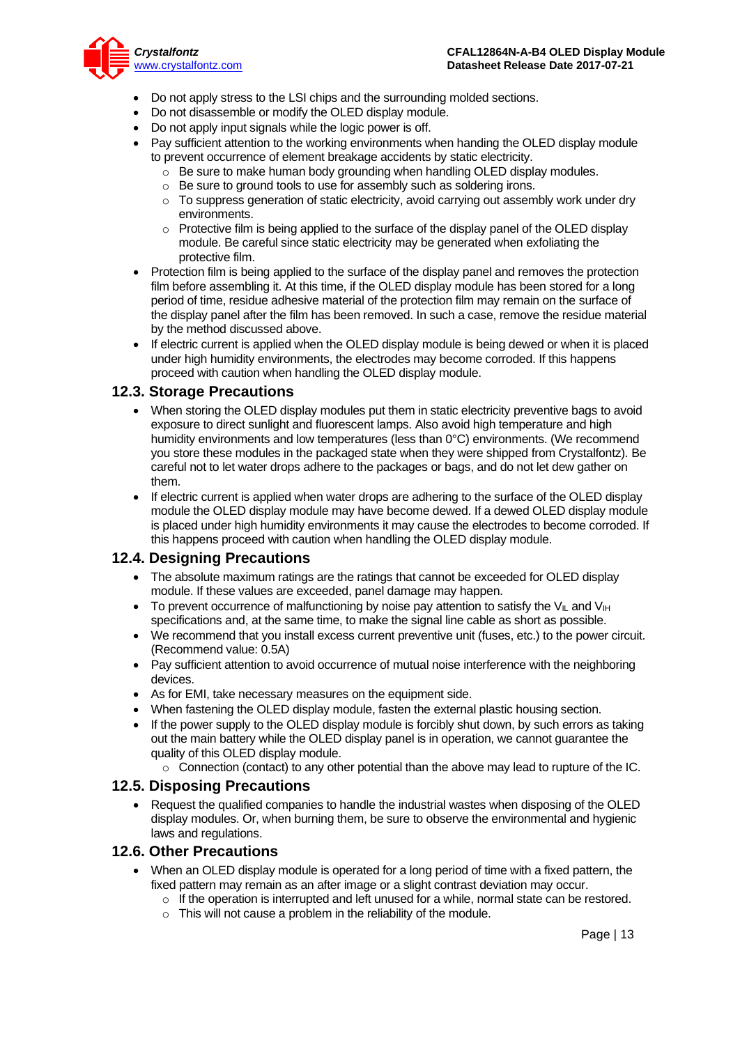- Do not apply stress to the LSI chips and the surrounding molded sections.
- Do not disassemble or modify the OLED display module.
- Do not apply input signals while the logic power is off.
- Pay sufficient attention to the working environments when handing the OLED display module to prevent occurrence of element breakage accidents by static electricity.
  - Be sure to make human body grounding when handling OLED display modules.
  - Be sure to ground tools to use for assembly such as soldering irons.
  - To suppress generation of static electricity, avoid carrying out assembly work under dry environments.
  - Protective film is being applied to the surface of the display panel of the OLED display module. Be careful since static electricity may be generated when exfoliating the protective film.
- Protection film is being applied to the surface of the display panel and removes the protection film before assembling it. At this time, if the OLED display module has been stored for a long period of time, residue adhesive material of the protection film may remain on the surface of the display panel after the film has been removed. In such a case, remove the residue material by the method discussed above.
- If electric current is applied when the OLED display module is being dewed or when it is placed under high humidity environments, the electrodes may become corroded. If this happens proceed with caution when handling the OLED display module.

## 12.3. Storage Precautions

- When storing the OLED display modules put them in static electricity preventive bags to avoid exposure to direct sunlight and fluorescent lamps. Also avoid high temperature and high humidity environments and low temperatures (less than 0°C) environments. (We recommend you store these modules in the packaged state when they were shipped from Crystalfontz). Be careful not to let water drops adhere to the packages or bags, and do not let dew gather on them.
- If electric current is applied when water drops are adhering to the surface of the OLED display module the OLED display module may have become dewed. If a dewed OLED display module is placed under high humidity environments it may cause the electrodes to become corroded. If this happens proceed with caution when handling the OLED display module.

## 12.4. Designing Precautions

- The absolute maximum ratings are the ratings that cannot be exceeded for OLED display module. If these values are exceeded, panel damage may happen.
- To prevent occurrence of malfunctioning by noise pay attention to satisfy the $V_{IL}$ and $V_{IH}$ specifications and, at the same time, to make the signal line cable as short as possible.
- We recommend that you install excess current preventive unit (fuses, etc.) to the power circuit. (Recommend value: 0.5A)
- Pay sufficient attention to avoid occurrence of mutual noise interference with the neighboring devices.
- As for EMI, take necessary measures on the equipment side.
- When fastening the OLED display module, fasten the external plastic housing section.
- If the power supply to the OLED display module is forcibly shut down, by such errors as taking out the main battery while the OLED display panel is in operation, we cannot guarantee the quality of this OLED display module.
  - Connection (contact) to any other potential than the above may lead to rupture of the IC.

## 12.5. Disposing Precautions

- Request the qualified companies to handle the industrial wastes when disposing of the OLED display modules. Or, when burning them, be sure to observe the environmental and hygienic laws and regulations.

## 12.6. Other Precautions

- When an OLED display module is operated for a long period of time with a fixed pattern, the fixed pattern may remain as an after image or a slight contrast deviation may occur.
  - If the operation is interrupted and left unused for a while, normal state can be restored.
  - This will not cause a problem in the reliability of the module.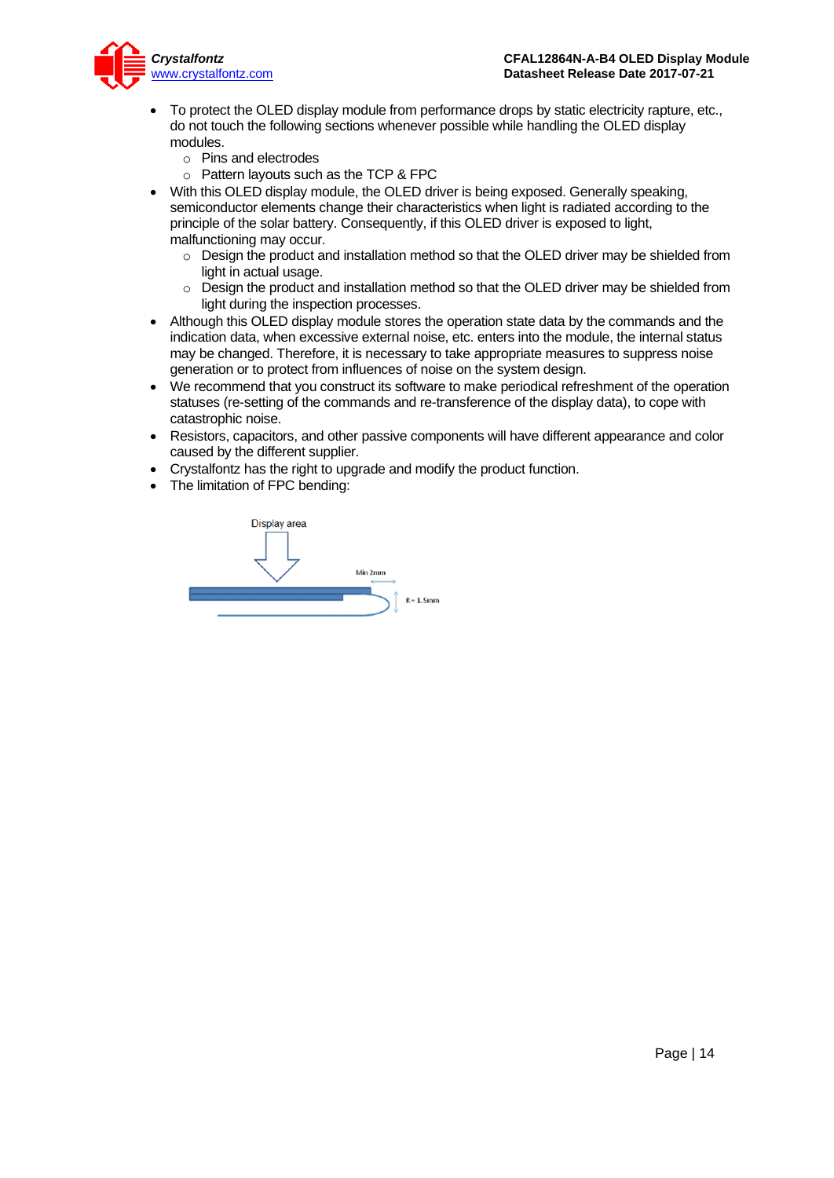- To protect the OLED display module from performance drops by static electricity rapture, etc., do not touch the following sections whenever possible while handling the OLED display modules.
  - Pins and electrodes
  - Pattern layouts such as the TCP & FPC
- With this OLED display module, the OLED driver is being exposed. Generally speaking, semiconductor elements change their characteristics when light is radiated according to the principle of the solar battery. Consequently, if this OLED driver is exposed to light, malfunctioning may occur.
  - Design the product and installation method so that the OLED driver may be shielded from light in actual usage.
  - Design the product and installation method so that the OLED driver may be shielded from light during the inspection processes.
- Although this OLED display module stores the operation state data by the commands and the indication data, when excessive external noise, etc. enters into the module, the internal status may be changed. Therefore, it is necessary to take appropriate measures to suppress noise generation or to protect from influences of noise on the system design.
- We recommend that you construct its software to make periodical refreshment of the operation statuses (re-setting of the commands and re-transference of the display data), to cope with catastrophic noise.
- Resistors, capacitors, and other passive components will have different appearance and color caused by the different supplier.
- Crystalfontz has the right to upgrade and modify the product function.
- The limitation of FPC bending:

Display area

Min 2mm

R= 1.5mm